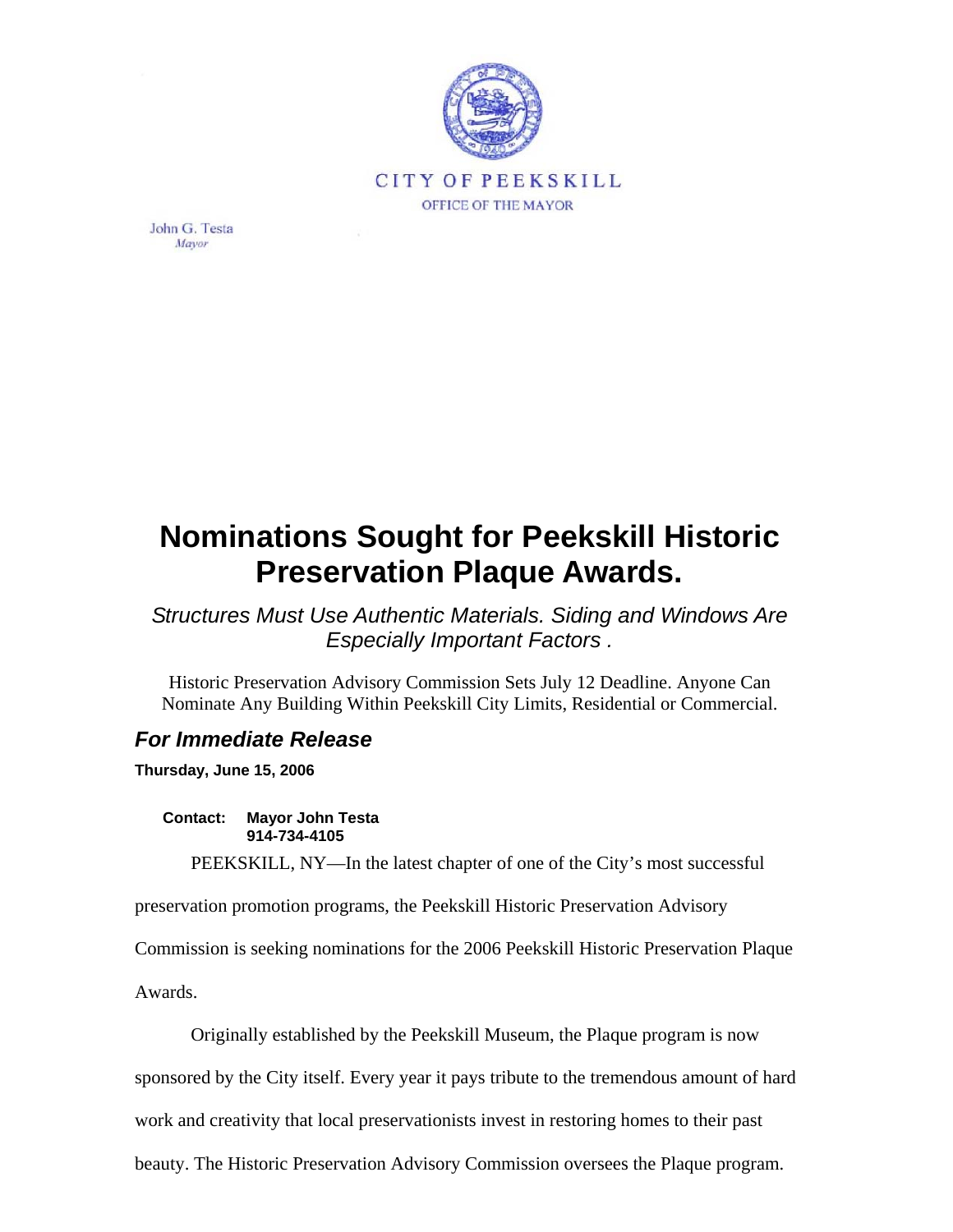CITY OF PEEKSKILL

OFFICE OF THE MAYOR

John G. Testa
*Mayor*

# Nominations Sought for Peekskill Historic Preservation Plaque Awards.

*Structures Must Use Authentic Materials. Siding and Windows Are Especially Important Factors .*

Historic Preservation Advisory Commission Sets July 12 Deadline. Anyone Can Nominate Any Building Within Peekskill City Limits, Residential or Commercial.

## *For Immediate Release*

**Thursday, June 15, 2006**

**Contact: Mayor John Testa**
**914-734-4105**

PEEKSKILL, NY—In the latest chapter of one of the City's most successful preservation promotion programs, the Peekskill Historic Preservation Advisory Commission is seeking nominations for the 2006 Peekskill Historic Preservation Plaque Awards.

Originally established by the Peekskill Museum, the Plaque program is now sponsored by the City itself. Every year it pays tribute to the tremendous amount of hard work and creativity that local preservationists invest in restoring homes to their past beauty. The Historic Preservation Advisory Commission oversees the Plaque program.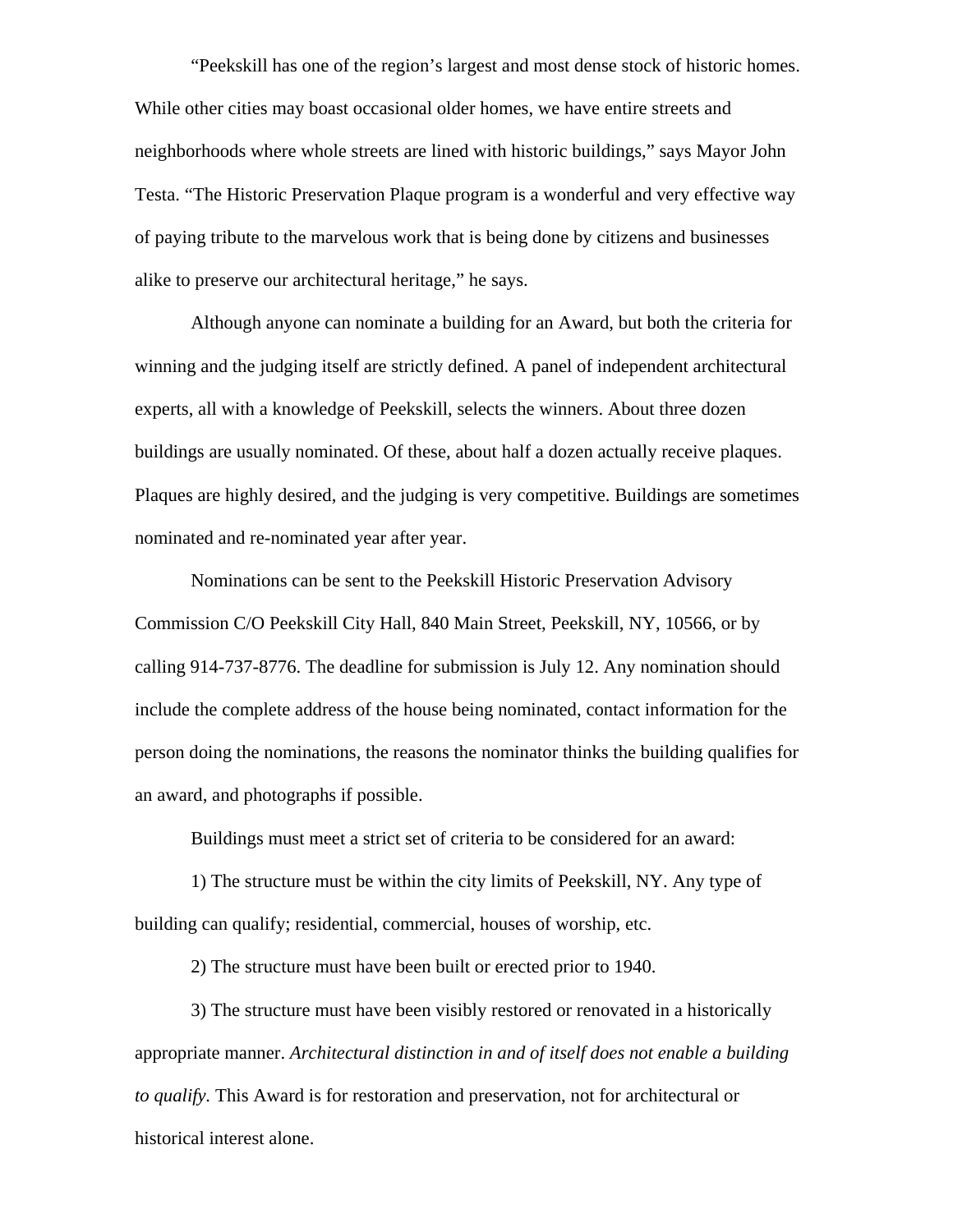"Peekskill has one of the region's largest and most dense stock of historic homes. While other cities may boast occasional older homes, we have entire streets and neighborhoods where whole streets are lined with historic buildings," says Mayor John Testa. "The Historic Preservation Plaque program is a wonderful and very effective way of paying tribute to the marvelous work that is being done by citizens and businesses alike to preserve our architectural heritage," he says.

Although anyone can nominate a building for an Award, but both the criteria for winning and the judging itself are strictly defined. A panel of independent architectural experts, all with a knowledge of Peekskill, selects the winners. About three dozen buildings are usually nominated. Of these, about half a dozen actually receive plaques. Plaques are highly desired, and the judging is very competitive. Buildings are sometimes nominated and re-nominated year after year.

Nominations can be sent to the Peekskill Historic Preservation Advisory Commission C/O Peekskill City Hall, 840 Main Street, Peekskill, NY, 10566, or by calling 914-737-8776. The deadline for submission is July 12. Any nomination should include the complete address of the house being nominated, contact information for the person doing the nominations, the reasons the nominator thinks the building qualifies for an award, and photographs if possible.

Buildings must meet a strict set of criteria to be considered for an award:

1) The structure must be within the city limits of Peekskill, NY. Any type of building can qualify; residential, commercial, houses of worship, etc.

2) The structure must have been built or erected prior to 1940.

3) The structure must have been visibly restored or renovated in a historically appropriate manner. *Architectural distinction in and of itself does not enable a building to qualify.* This Award is for restoration and preservation, not for architectural or historical interest alone.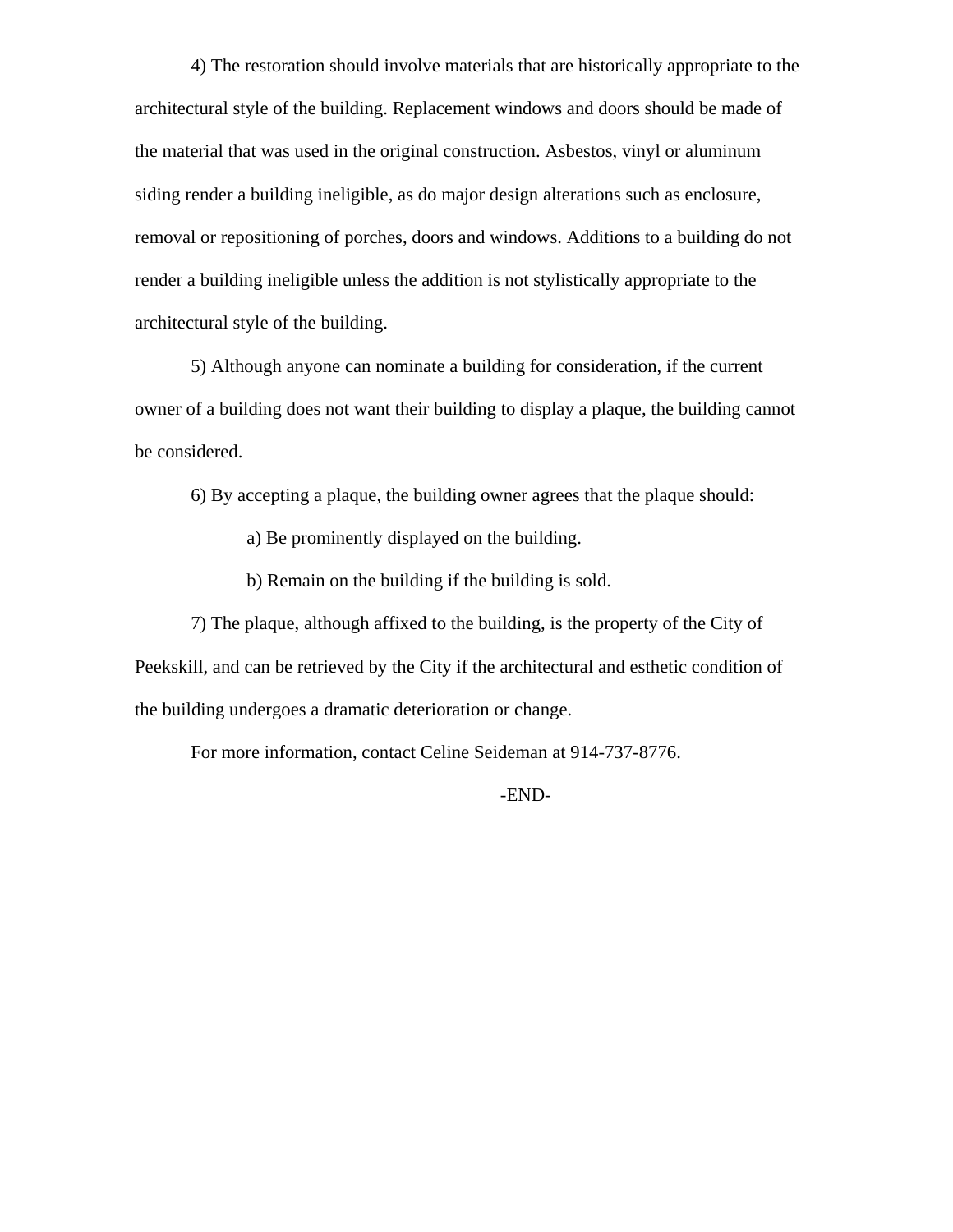4) The restoration should involve materials that are historically appropriate to the architectural style of the building. Replacement windows and doors should be made of the material that was used in the original construction. Asbestos, vinyl or aluminum siding render a building ineligible, as do major design alterations such as enclosure, removal or repositioning of porches, doors and windows. Additions to a building do not render a building ineligible unless the addition is not stylistically appropriate to the architectural style of the building.

5) Although anyone can nominate a building for consideration, if the current owner of a building does not want their building to display a plaque, the building cannot be considered.

6) By accepting a plaque, the building owner agrees that the plaque should:

   a) Be prominently displayed on the building.

   b) Remain on the building if the building is sold.

7) The plaque, although affixed to the building, is the property of the City of Peekskill, and can be retrieved by the City if the architectural and esthetic condition of the building undergoes a dramatic deterioration or change.

For more information, contact Celine Seideman at 914-737-8776.

-END-